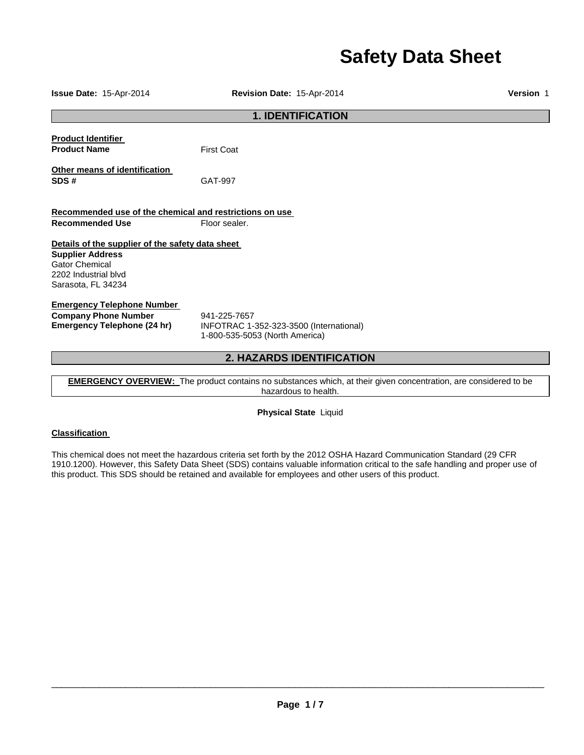# Safety Data Sheet

**Issue Date:** 15-Apr-2014 **Revision Date:** 15-Apr-2014 **Version** 1

## 1. IDENTIFICATION

**Product Identifier**

**Product Name** First Coat

**Other means of identification**

**SDS #** GAT-997

**Recommended use of the chemical and restrictions on use**

**Recommended Use** Floor sealer.

**Details of the supplier of the safety data sheet**

**Supplier Address**
Gator Chemical
2202 Industrial blvd
Sarasota, FL 34234

**Emergency Telephone Number**

**Company Phone Number** 941-225-7657

**Emergency Telephone (24 hr)** INFOTRAC 1-352-323-3500 (International)
1-800-535-5053 (North America)

## 2. HAZARDS IDENTIFICATION

**EMERGENCY OVERVIEW:** The product contains no substances which, at their given concentration, are considered to be hazardous to health.

**Physical State** Liquid

**Classification**

This chemical does not meet the hazardous criteria set forth by the 2012 OSHA Hazard Communication Standard (29 CFR 1910.1200). However, this Safety Data Sheet (SDS) contains valuable information critical to the safe handling and proper use of this product. This SDS should be retained and available for employees and other users of this product.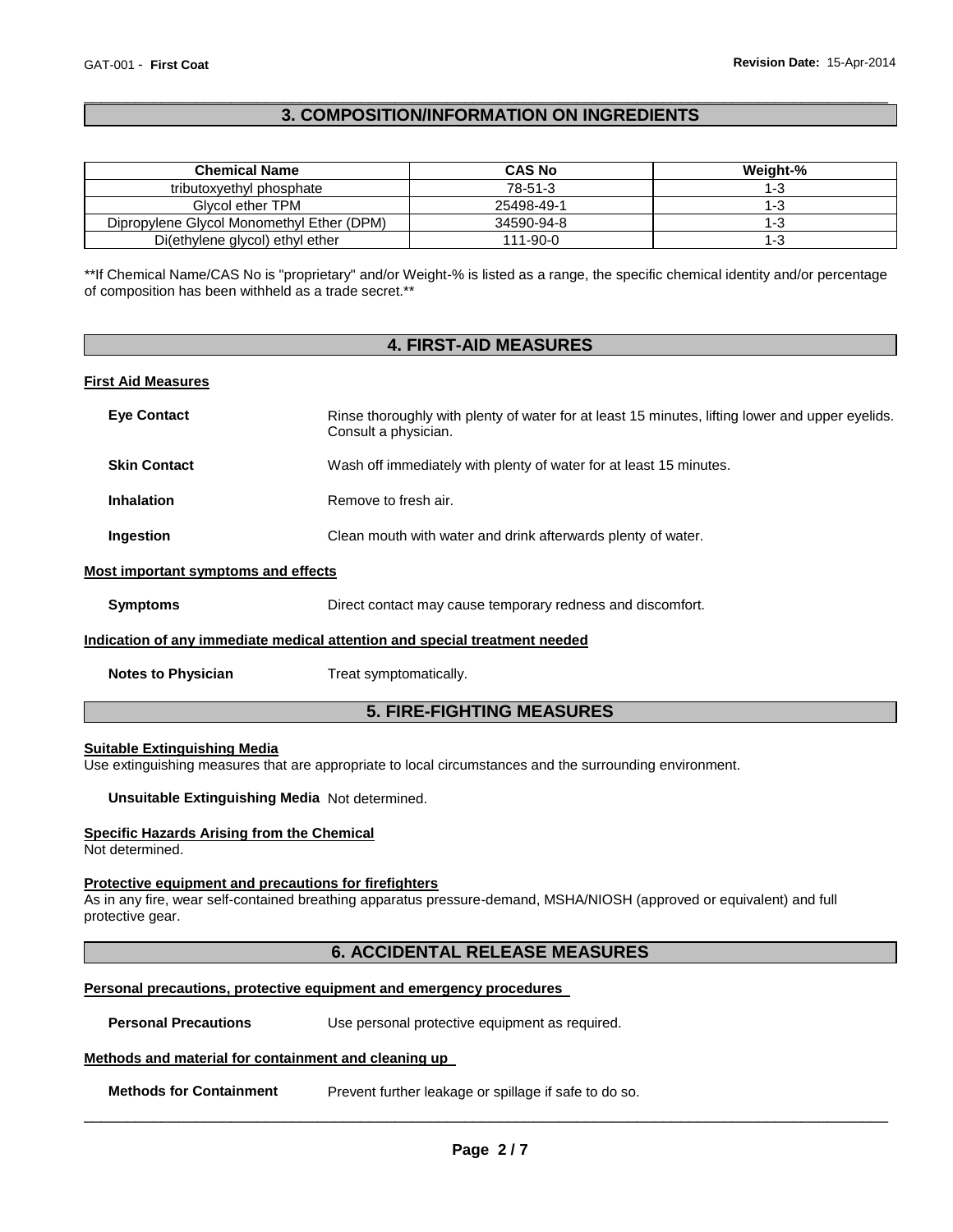## 3. COMPOSITION/INFORMATION ON INGREDIENTS

| Chemical Name | CAS No | Weight-% |
|---|---|---|
| tributoxyethyl phosphate | 78-51-3 | 1-3 |
| Glycol ether TPM | 25498-49-1 | 1-3 |
| Dipropylene Glycol Monomethyl Ether (DPM) | 34590-94-8 | 1-3 |
| Di(ethylene glycol) ethyl ether | 111-90-0 | 1-3 |

**If Chemical Name/CAS No is "proprietary" and/or Weight-% is listed as a range, the specific chemical identity and/or percentage of composition has been withheld as a trade secret.**

## 4. FIRST-AID MEASURES

### First Aid Measures

**Eye Contact** Rinse thoroughly with plenty of water for at least 15 minutes, lifting lower and upper eyelids. Consult a physician.

**Skin Contact** Wash off immediately with plenty of water for at least 15 minutes.

**Inhalation** Remove to fresh air.

**Ingestion** Clean mouth with water and drink afterwards plenty of water.

### Most important symptoms and effects

**Symptoms** Direct contact may cause temporary redness and discomfort.

### Indication of any immediate medical attention and special treatment needed

**Notes to Physician** Treat symptomatically.

## 5. FIRE-FIGHTING MEASURES

### Suitable Extinguishing Media

Use extinguishing measures that are appropriate to local circumstances and the surrounding environment.

**Unsuitable Extinguishing Media** Not determined.

### Specific Hazards Arising from the Chemical

Not determined.

### Protective equipment and precautions for firefighters

As in any fire, wear self-contained breathing apparatus pressure-demand, MSHA/NIOSH (approved or equivalent) and full protective gear.

## 6. ACCIDENTAL RELEASE MEASURES

### Personal precautions, protective equipment and emergency procedures

**Personal Precautions** Use personal protective equipment as required.

### Methods and material for containment and cleaning up

**Methods for Containment** Prevent further leakage or spillage if safe to do so.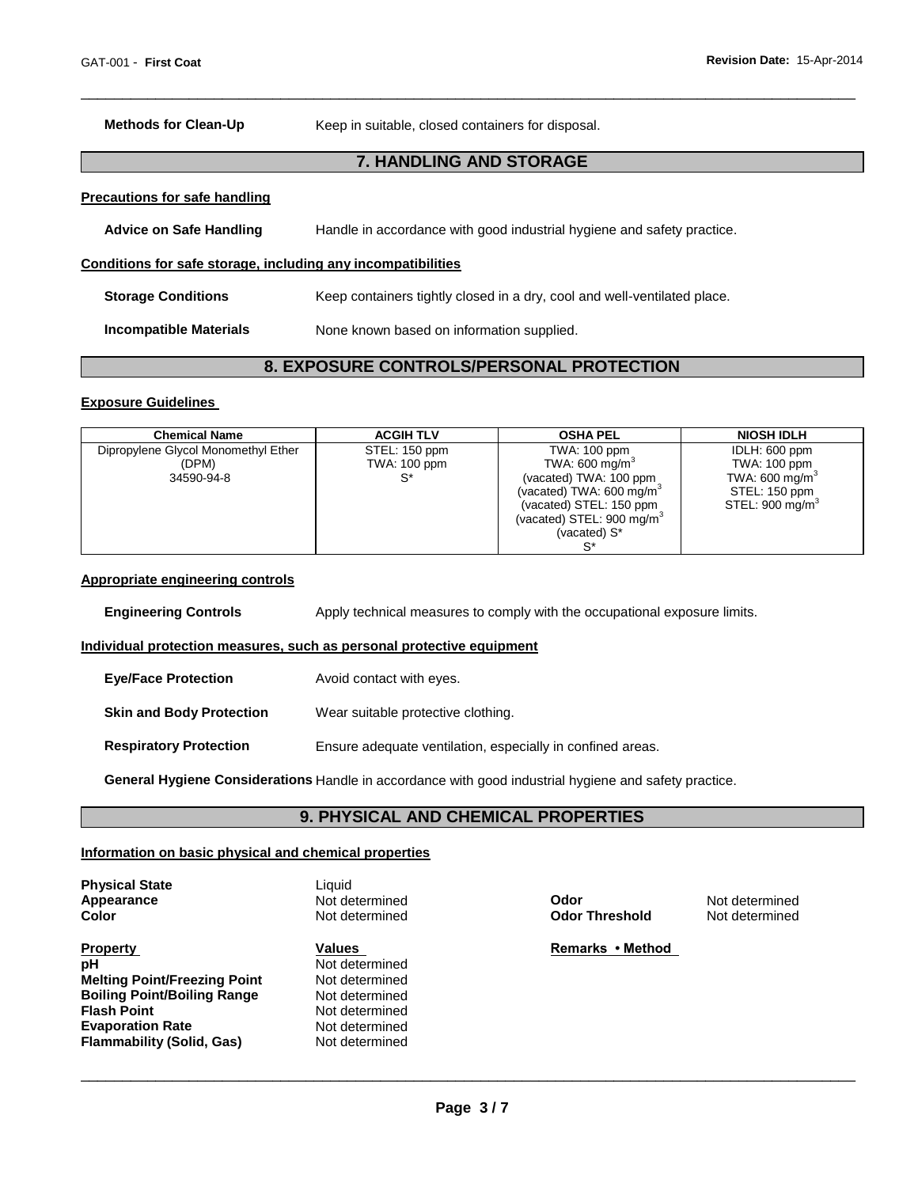**Methods for Clean-Up** Keep in suitable, closed containers for disposal.

## 7. HANDLING AND STORAGE

**Precautions for safe handling**

**Advice on Safe Handling** Handle in accordance with good industrial hygiene and safety practice.

**Conditions for safe storage, including any incompatibilities**

**Storage Conditions** Keep containers tightly closed in a dry, cool and well-ventilated place.

**Incompatible Materials** None known based on information supplied.

## 8. EXPOSURE CONTROLS/PERSONAL PROTECTION

**Exposure Guidelines**

| Chemical Name | ACGIH TLV | OSHA PEL | NIOSH IDLH |
|---|---|---|---|
| Dipropylene Glycol Monomethyl Ether (DPM) 34590-94-8 | STEL: 150 ppm TWA: 100 ppm S* | TWA: 100 ppm TWA: 600 mg/m$^3$ (vacated) TWA: 100 ppm (vacated) TWA: 600 mg/m$^3$ (vacated) STEL: 150 ppm (vacated) STEL: 900 mg/m$^3$ (vacated) S* S* | IDLH: 600 ppm TWA: 100 ppm TWA: 600 mg/m$^3$ STEL: 150 ppm STEL: 900 mg/m$^3$ |

**Appropriate engineering controls**

**Engineering Controls** Apply technical measures to comply with the occupational exposure limits.

**Individual protection measures, such as personal protective equipment**

**Eye/Face Protection** Avoid contact with eyes.

**Skin and Body Protection** Wear suitable protective clothing.

**Respiratory Protection** Ensure adequate ventilation, especially in confined areas.

**General Hygiene Considerations** Handle in accordance with good industrial hygiene and safety practice.

## 9. PHYSICAL AND CHEMICAL PROPERTIES

**Information on basic physical and chemical properties**

**Physical State** Liquid
**Appearance** Not determined
**Color** Not determined
**Odor** Not determined
**Odor Threshold** Not determined

| Property | Values | Remarks • Method |
|---|---|---|
| pH | Not determined | |
| Melting Point/Freezing Point | Not determined | |
| Boiling Point/Boiling Range | Not determined | |
| Flash Point | Not determined | |
| Evaporation Rate | Not determined | |
| Flammability (Solid, Gas) | Not determined | |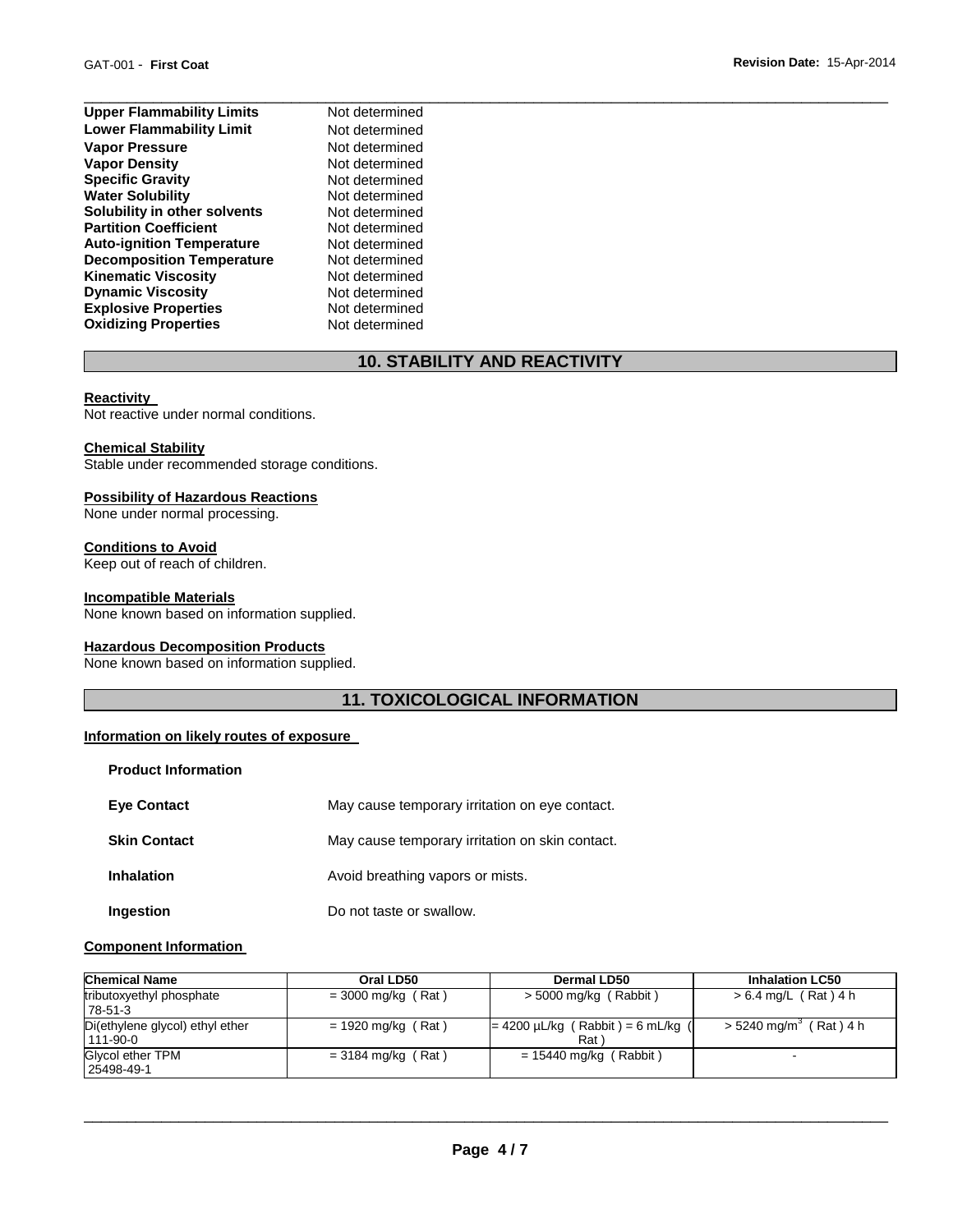| | |
|---|---|
| **Upper Flammability Limits** | Not determined |
| **Lower Flammability Limit** | Not determined |
| **Vapor Pressure** | Not determined |
| **Vapor Density** | Not determined |
| **Specific Gravity** | Not determined |
| **Water Solubility** | Not determined |
| **Solubility in other solvents** | Not determined |
| **Partition Coefficient** | Not determined |
| **Auto-ignition Temperature** | Not determined |
| **Decomposition Temperature** | Not determined |
| **Kinematic Viscosity** | Not determined |
| **Dynamic Viscosity** | Not determined |
| **Explosive Properties** | Not determined |
| **Oxidizing Properties** | Not determined |

## 10. STABILITY AND REACTIVITY

**Reactivity**
Not reactive under normal conditions.

**Chemical Stability**
Stable under recommended storage conditions.

**Possibility of Hazardous Reactions**
None under normal processing.

**Conditions to Avoid**
Keep out of reach of children.

**Incompatible Materials**
None known based on information supplied.

**Hazardous Decomposition Products**
None known based on information supplied.

## 11. TOXICOLOGICAL INFORMATION

**Information on likely routes of exposure**

**Product Information**

| | |
|---|---|
| **Eye Contact** | May cause temporary irritation on eye contact. |
| **Skin Contact** | May cause temporary irritation on skin contact. |
| **Inhalation** | Avoid breathing vapors or mists. |
| **Ingestion** | Do not taste or swallow. |

**Component Information**

| Chemical Name | Oral LD50 | Dermal LD50 | Inhalation LC50 |
|---|---|---|---|
| tributoxyethyl phosphate 78-51-3 | = 3000 mg/kg ( Rat ) | > 5000 mg/kg ( Rabbit ) | > 6.4 mg/L ( Rat ) 4 h |
| Di(ethylene glycol) ethyl ether 111-90-0 | = 1920 mg/kg ( Rat ) | = 4200 µL/kg ( Rabbit ) = 6 mL/kg ( Rat ) | > 5240 mg/m$^3$ ( Rat ) 4 h |
| Glycol ether TPM 25498-49-1 | = 3184 mg/kg ( Rat ) | = 15440 mg/kg ( Rabbit ) | - |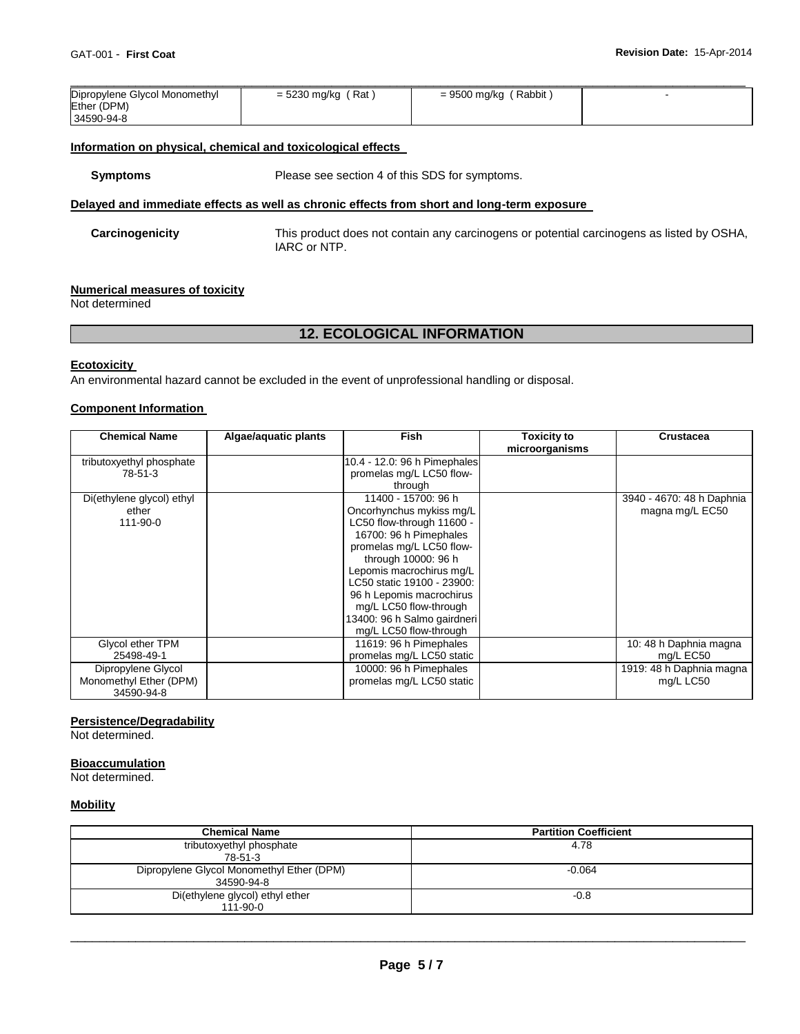| Dipropylene Glycol Monomethyl Ether (DPM) 34590-94-8 | = 5230 mg/kg ( Rat ) | = 9500 mg/kg ( Rabbit ) | - |
|---|---|---|---|

**Information on physical, chemical and toxicological effects**

**Symptoms** Please see section 4 of this SDS for symptoms.

**Delayed and immediate effects as well as chronic effects from short and long-term exposure**

**Carcinogenicity** This product does not contain any carcinogens or potential carcinogens as listed by OSHA, IARC or NTP.

**Numerical measures of toxicity**
Not determined

## 12. ECOLOGICAL INFORMATION

**Ecotoxicity**
An environmental hazard cannot be excluded in the event of unprofessional handling or disposal.

**Component Information**

| Chemical Name | Algae/aquatic plants | Fish | Toxicity to microorganisms | Crustacea |
|---|---|---|---|---|
| tributoxyethyl phosphate 78-51-3 | | 10.4 - 12.0: 96 h Pimephales promelas mg/L LC50 flow-through | | |
| Di(ethylene glycol) ethyl ether 111-90-0 | | 11400 - 15700: 96 h Oncorhynchus mykiss mg/L LC50 flow-through 11600 - 16700: 96 h Pimephales promelas mg/L LC50 flow-through 10000: 96 h Lepomis macrochirus mg/L LC50 static 19100 - 23900: 96 h Lepomis macrochirus mg/L LC50 flow-through 13400: 96 h Salmo gairdneri mg/L LC50 flow-through | | 3940 - 4670: 48 h Daphnia magna mg/L EC50 |
| Glycol ether TPM 25498-49-1 | | 11619: 96 h Pimephales promelas mg/L LC50 static | | 10: 48 h Daphnia magna mg/L EC50 |
| Dipropylene Glycol Monomethyl Ether (DPM) 34590-94-8 | | 10000: 96 h Pimephales promelas mg/L LC50 static | | 1919: 48 h Daphnia magna mg/L LC50 |

**Persistence/Degradability**
Not determined.

**Bioaccumulation**
Not determined.

**Mobility**

| Chemical Name | Partition Coefficient |
|---|---|
| tributoxyethyl phosphate 78-51-3 | 4.78 |
| Dipropylene Glycol Monomethyl Ether (DPM) 34590-94-8 | -0.064 |
| Di(ethylene glycol) ethyl ether 111-90-0 | -0.8 |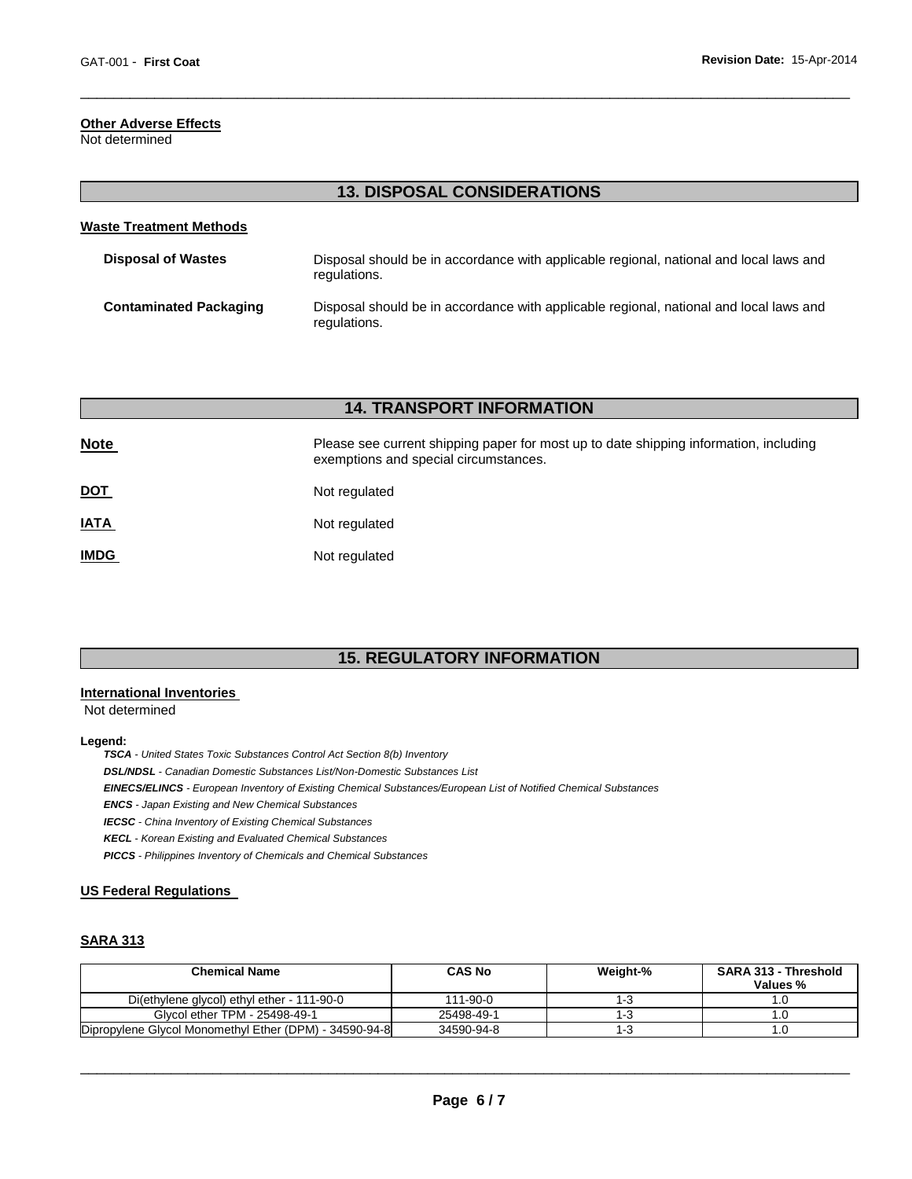**Other Adverse Effects**
Not determined

## 13. DISPOSAL CONSIDERATIONS

**Waste Treatment Methods**

**Disposal of Wastes** Disposal should be in accordance with applicable regional, national and local laws and regulations.

**Contaminated Packaging** Disposal should be in accordance with applicable regional, national and local laws and regulations.

## 14. TRANSPORT INFORMATION

**Note** Please see current shipping paper for most up to date shipping information, including exemptions and special circumstances.

**DOT** Not regulated

**IATA** Not regulated

**IMDG** Not regulated

## 15. REGULATORY INFORMATION

**International Inventories**
Not determined

**Legend:**

***TSCA*** *- United States Toxic Substances Control Act Section 8(b) Inventory*
***DSL/NDSL*** *- Canadian Domestic Substances List/Non-Domestic Substances List*
***EINECS/ELINCS*** *- European Inventory of Existing Chemical Substances/European List of Notified Chemical Substances*
***ENCS*** *- Japan Existing and New Chemical Substances*
***IECSC*** *- China Inventory of Existing Chemical Substances*
***KECL*** *- Korean Existing and Evaluated Chemical Substances*
***PICCS*** *- Philippines Inventory of Chemicals and Chemical Substances*

**US Federal Regulations**

**SARA 313**

| Chemical Name | CAS No | Weight-% | SARA 313 - Threshold Values % |
|---|---|---|---|
| Di(ethylene glycol) ethyl ether - 111-90-0 | 111-90-0 | 1-3 | 1.0 |
| Glycol ether TPM - 25498-49-1 | 25498-49-1 | 1-3 | 1.0 |
| Dipropylene Glycol Monomethyl Ether (DPM) - 34590-94-8 | 34590-94-8 | 1-3 | 1.0 |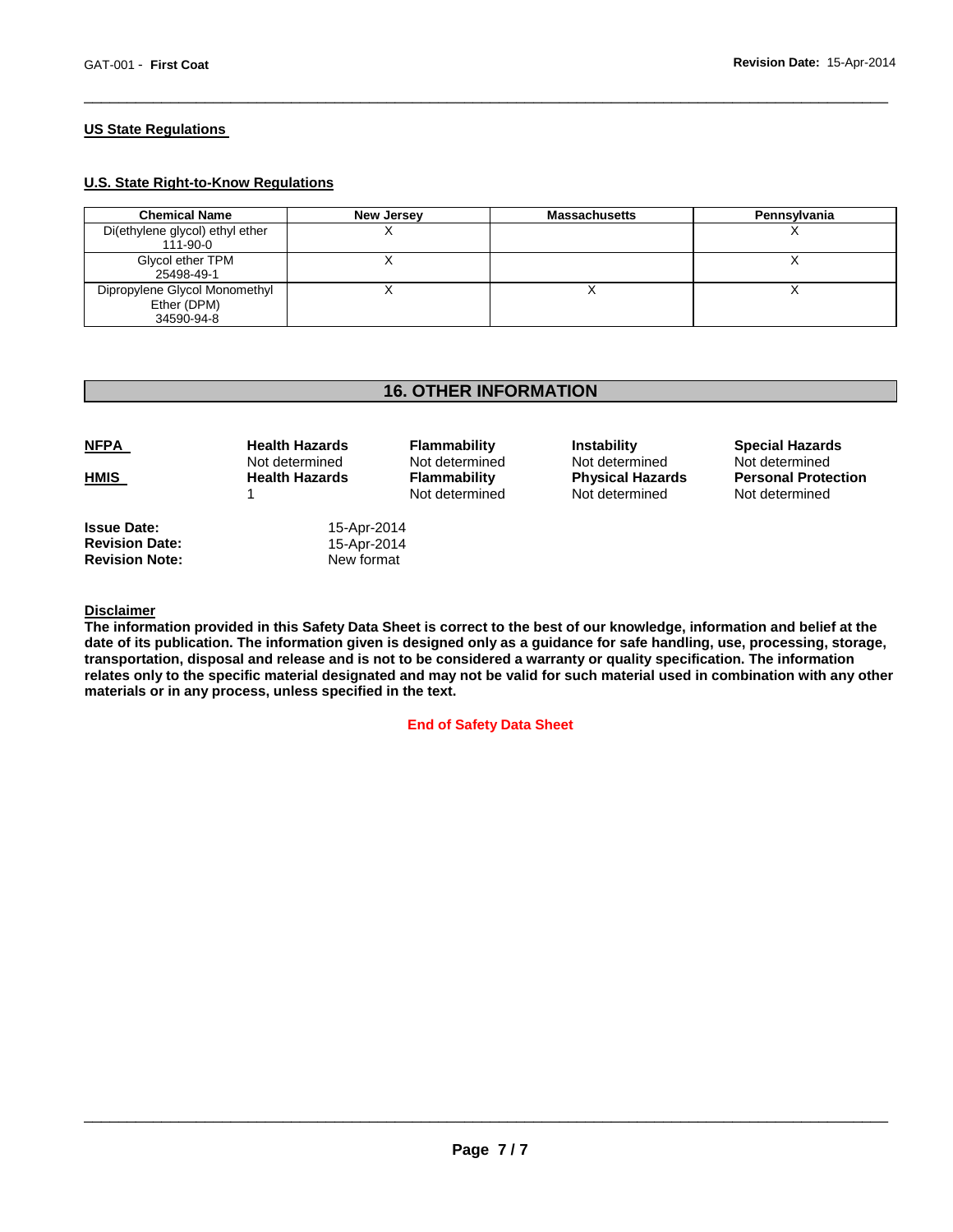#### US State Regulations

#### U.S. State Right-to-Know Regulations

| Chemical Name | New Jersey | Massachusetts | Pennsylvania |
|---|---|---|---|
| Di(ethylene glycol) ethyl ether<br>111-90-0 | X | | X |
| Glycol ether TPM<br>25498-49-1 | X | | X |
| Dipropylene Glycol Monomethyl Ether (DPM)<br>34590-94-8 | X | X | X |

## 16. OTHER INFORMATION

| | | | | |
|---|---|---|---|---|
| **NFPA** | **Health Hazards**<br>Not determined | **Flammability**<br>Not determined | **Instability**<br>Not determined | **Special Hazards**<br>Not determined |
| **HMIS** | **Health Hazards**<br>1 | **Flammability**<br>Not determined | **Physical Hazards**<br>Not determined | **Personal Protection**<br>Not determined |

**Issue Date:** 15-Apr-2014
**Revision Date:** 15-Apr-2014
**Revision Note:** New format

#### Disclaimer

**The information provided in this Safety Data Sheet is correct to the best of our knowledge, information and belief at the date of its publication. The information given is designed only as a guidance for safe handling, use, processing, storage, transportation, disposal and release and is not to be considered a warranty or quality specification. The information relates only to the specific material designated and may not be valid for such material used in combination with any other materials or in any process, unless specified in the text.**

**End of Safety Data Sheet**